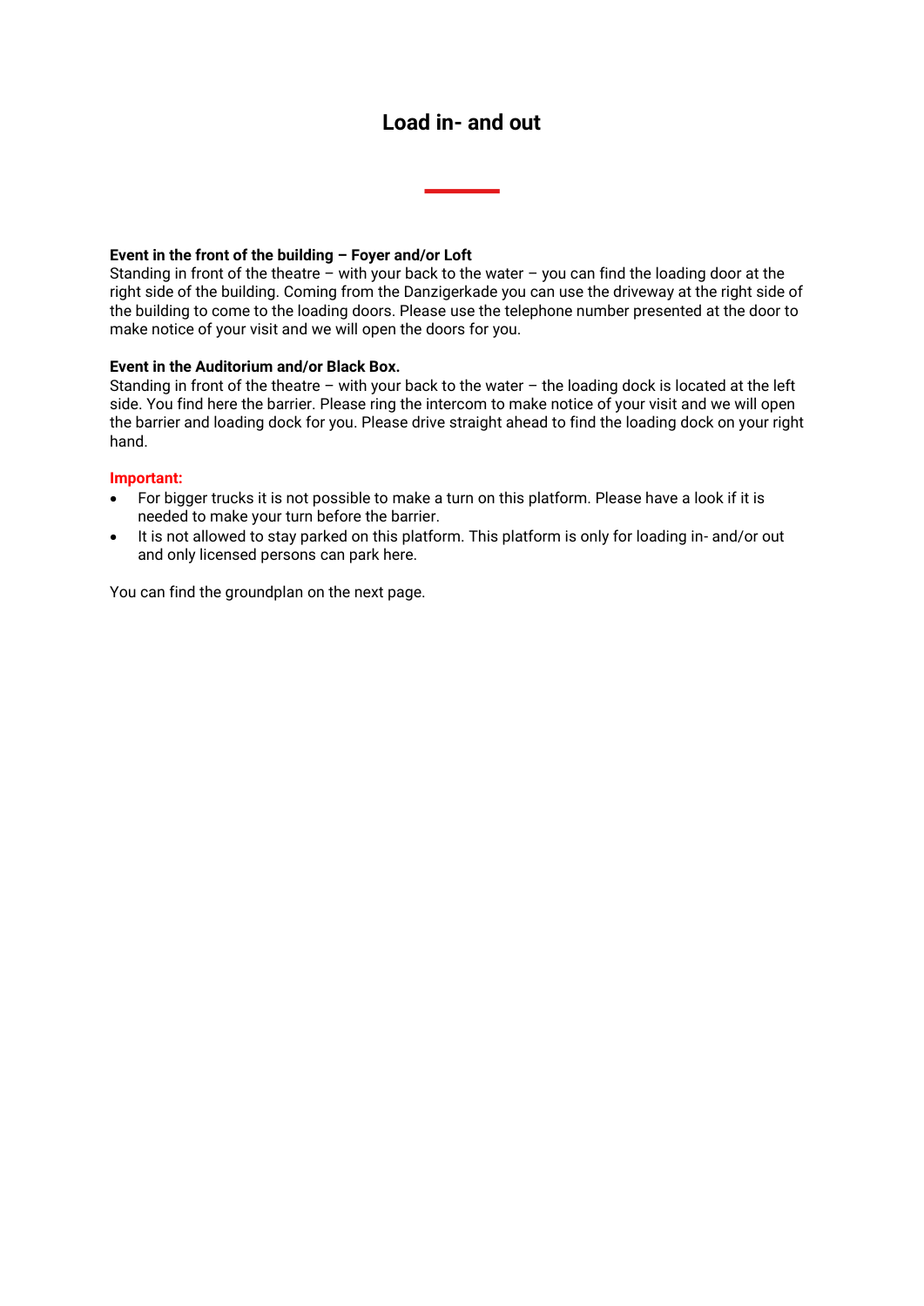# Load in- and out

**Event in the front of the building – Foyer and/or Loft**
Standing in front of the theatre – with your back to the water – you can find the loading door at the right side of the building. Coming from the Danzigerkade you can use the driveway at the right side of the building to come to the loading doors. Please use the telephone number presented at the door to make notice of your visit and we will open the doors for you.

**Event in the Auditorium and/or Black Box.**
Standing in front of the theatre – with your back to the water – the loading dock is located at the left side. You find here the barrier. Please ring the intercom to make notice of your visit and we will open the barrier and loading dock for you. Please drive straight ahead to find the loading dock on your right hand.

**Important:**

- For bigger trucks it is not possible to make a turn on this platform. Please have a look if it is needed to make your turn before the barrier.
- It is not allowed to stay parked on this platform. This platform is only for loading in- and/or out and only licensed persons can park here.

You can find the groundplan on the next page.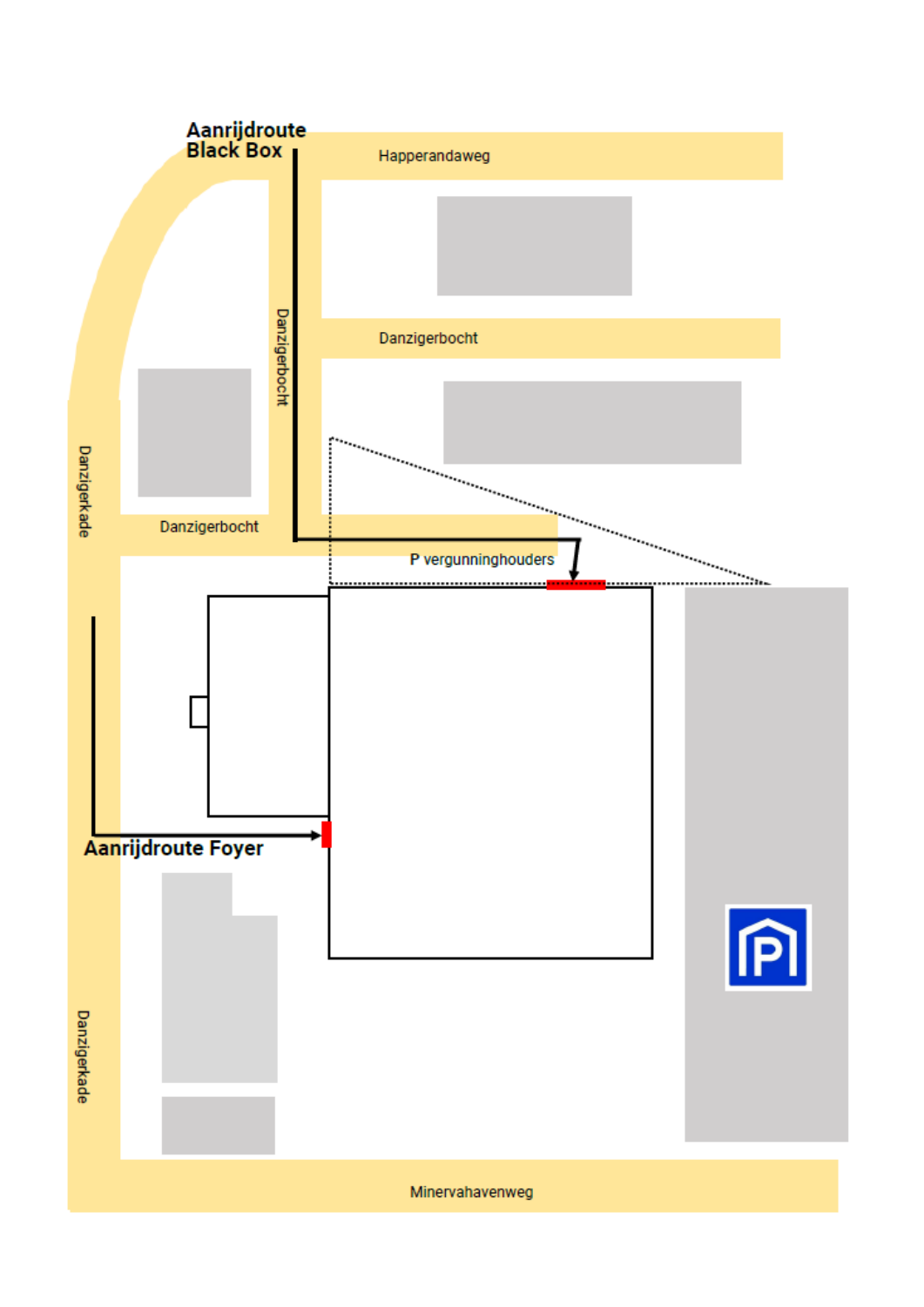Aanrijdroute Black Box

Happerandaweg

Danzigerbocht

Danzigerbocht

Danzigerkade

Danzigerbocht

P vergunninghouders

Aanrijdroute Foyer

Danzigerkade

Minervahavenweg